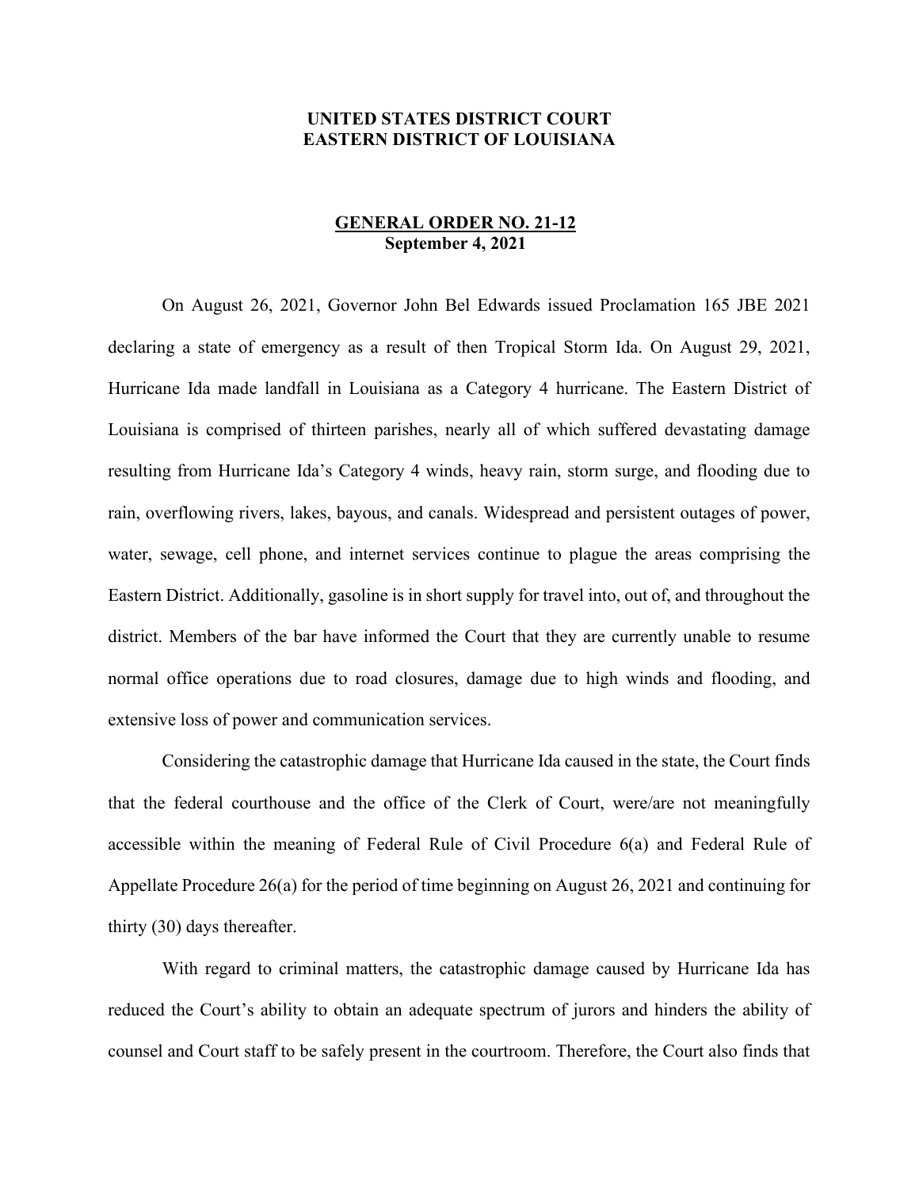**UNITED STATES DISTRICT COURT**
**EASTERN DISTRICT OF LOUISIANA**

**GENERAL ORDER NO. 21-12**
**September 4, 2021**

On August 26, 2021, Governor John Bel Edwards issued Proclamation 165 JBE 2021 declaring a state of emergency as a result of then Tropical Storm Ida. On August 29, 2021, Hurricane Ida made landfall in Louisiana as a Category 4 hurricane. The Eastern District of Louisiana is comprised of thirteen parishes, nearly all of which suffered devastating damage resulting from Hurricane Ida's Category 4 winds, heavy rain, storm surge, and flooding due to rain, overflowing rivers, lakes, bayous, and canals. Widespread and persistent outages of power, water, sewage, cell phone, and internet services continue to plague the areas comprising the Eastern District. Additionally, gasoline is in short supply for travel into, out of, and throughout the district. Members of the bar have informed the Court that they are currently unable to resume normal office operations due to road closures, damage due to high winds and flooding, and extensive loss of power and communication services.

Considering the catastrophic damage that Hurricane Ida caused in the state, the Court finds that the federal courthouse and the office of the Clerk of Court, were/are not meaningfully accessible within the meaning of Federal Rule of Civil Procedure 6(a) and Federal Rule of Appellate Procedure 26(a) for the period of time beginning on August 26, 2021 and continuing for thirty (30) days thereafter.

With regard to criminal matters, the catastrophic damage caused by Hurricane Ida has reduced the Court's ability to obtain an adequate spectrum of jurors and hinders the ability of counsel and Court staff to be safely present in the courtroom. Therefore, the Court also finds that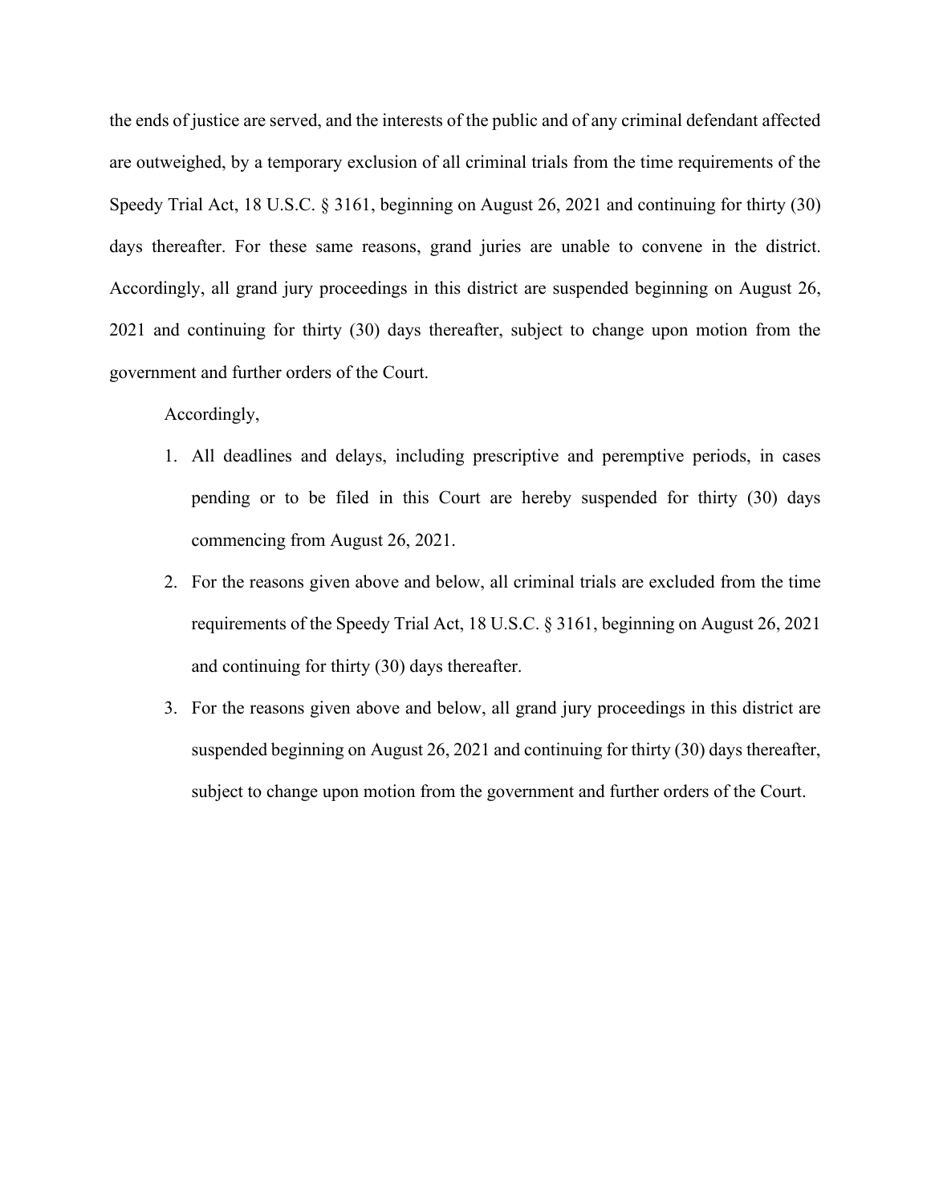the ends of justice are served, and the interests of the public and of any criminal defendant affected are outweighed, by a temporary exclusion of all criminal trials from the time requirements of the Speedy Trial Act, 18 U.S.C. § 3161, beginning on August 26, 2021 and continuing for thirty (30) days thereafter. For these same reasons, grand juries are unable to convene in the district. Accordingly, all grand jury proceedings in this district are suspended beginning on August 26, 2021 and continuing for thirty (30) days thereafter, subject to change upon motion from the government and further orders of the Court.

Accordingly,

1. All deadlines and delays, including prescriptive and peremptive periods, in cases pending or to be filed in this Court are hereby suspended for thirty (30) days commencing from August 26, 2021.
2. For the reasons given above and below, all criminal trials are excluded from the time requirements of the Speedy Trial Act, 18 U.S.C. § 3161, beginning on August 26, 2021 and continuing for thirty (30) days thereafter.
3. For the reasons given above and below, all grand jury proceedings in this district are suspended beginning on August 26, 2021 and continuing for thirty (30) days thereafter, subject to change upon motion from the government and further orders of the Court.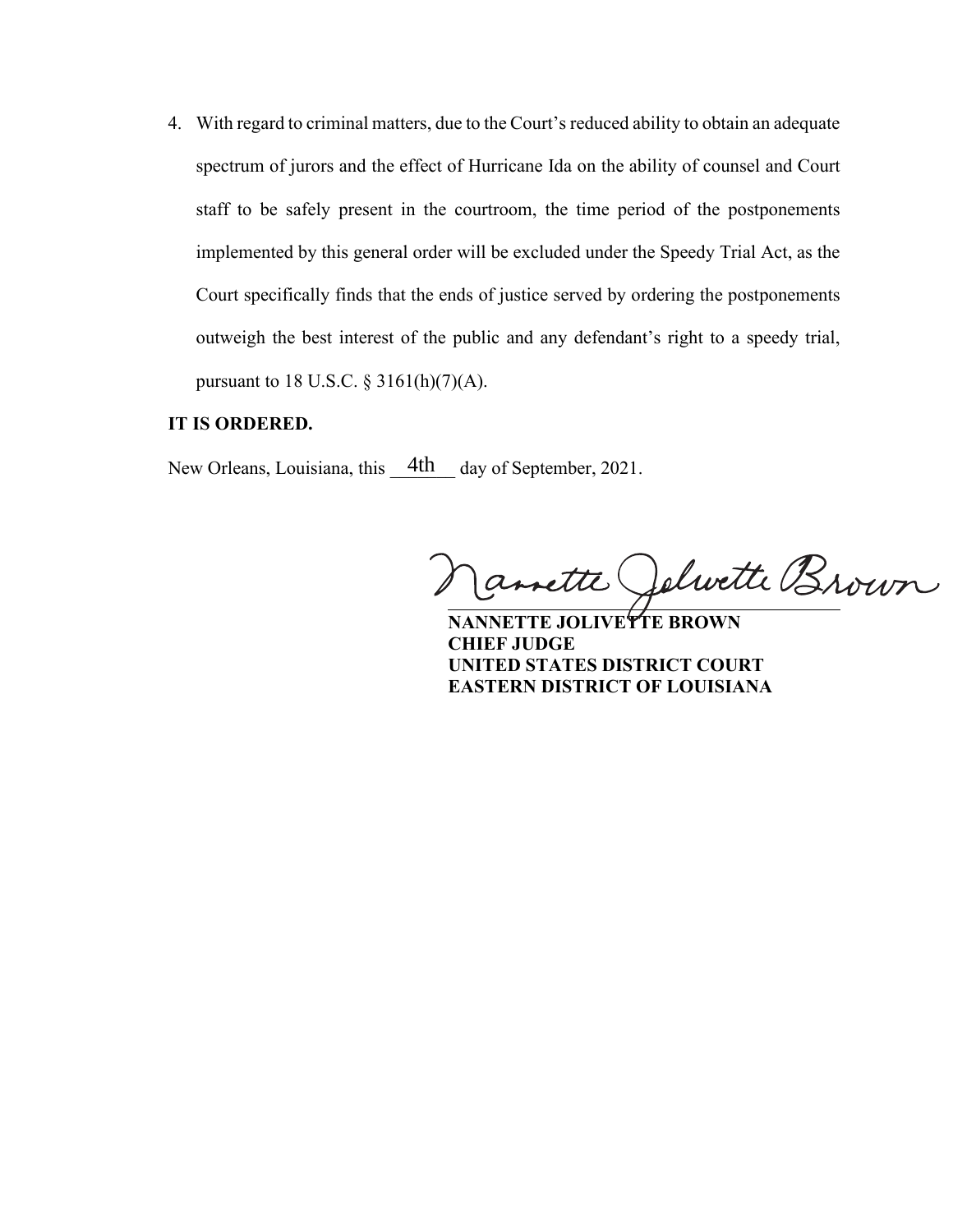4. With regard to criminal matters, due to the Court's reduced ability to obtain an adequate spectrum of jurors and the effect of Hurricane Ida on the ability of counsel and Court staff to be safely present in the courtroom, the time period of the postponements implemented by this general order will be excluded under the Speedy Trial Act, as the Court specifically finds that the ends of justice served by ordering the postponements outweigh the best interest of the public and any defendant's right to a speedy trial, pursuant to 18 U.S.C. § 3161(h)(7)(A).

**IT IS ORDERED.**

New Orleans, Louisiana, this 4th day of September, 2021.

Nannette Jolivette Brown

**NANNETTE JOLIVETTE BROWN**
**CHIEF JUDGE**
**UNITED STATES DISTRICT COURT**
**EASTERN DISTRICT OF LOUISIANA**